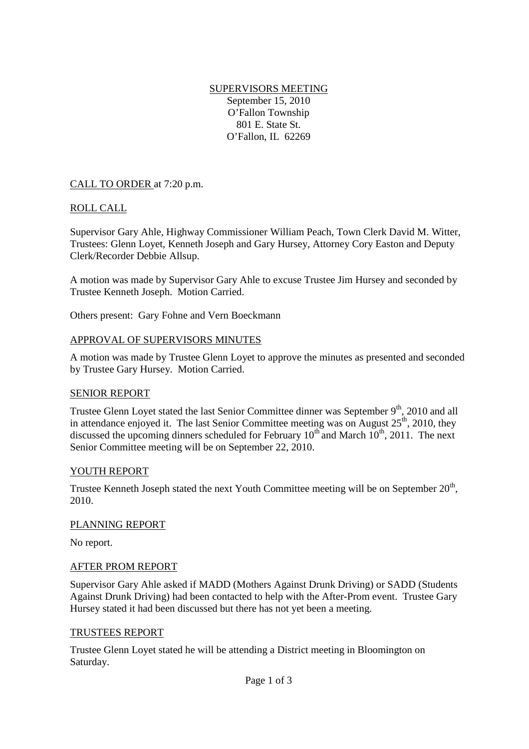# SUPERVISORS MEETING

September 15, 2010
O'Fallon Township
801 E. State St.
O'Fallon, IL 62269

## CALL TO ORDER at 7:20 p.m.

## ROLL CALL

Supervisor Gary Ahle, Highway Commissioner William Peach, Town Clerk David M. Witter, Trustees: Glenn Loyet, Kenneth Joseph and Gary Hursey, Attorney Cory Easton and Deputy Clerk/Recorder Debbie Allsup.

A motion was made by Supervisor Gary Ahle to excuse Trustee Jim Hursey and seconded by Trustee Kenneth Joseph. Motion Carried.

Others present: Gary Fohne and Vern Boeckmann

## APPROVAL OF SUPERVISORS MINUTES

A motion was made by Trustee Glenn Loyet to approve the minutes as presented and seconded by Trustee Gary Hursey. Motion Carried.

## SENIOR REPORT

Trustee Glenn Loyet stated the last Senior Committee dinner was September 9th, 2010 and all in attendance enjoyed it. The last Senior Committee meeting was on August 25th, 2010, they discussed the upcoming dinners scheduled for February 10th and March 10th, 2011. The next Senior Committee meeting will be on September 22, 2010.

## YOUTH REPORT

Trustee Kenneth Joseph stated the next Youth Committee meeting will be on September 20th, 2010.

## PLANNING REPORT

No report.

## AFTER PROM REPORT

Supervisor Gary Ahle asked if MADD (Mothers Against Drunk Driving) or SADD (Students Against Drunk Driving) had been contacted to help with the After-Prom event. Trustee Gary Hursey stated it had been discussed but there has not yet been a meeting.

## TRUSTEES REPORT

Trustee Glenn Loyet stated he will be attending a District meeting in Bloomington on Saturday.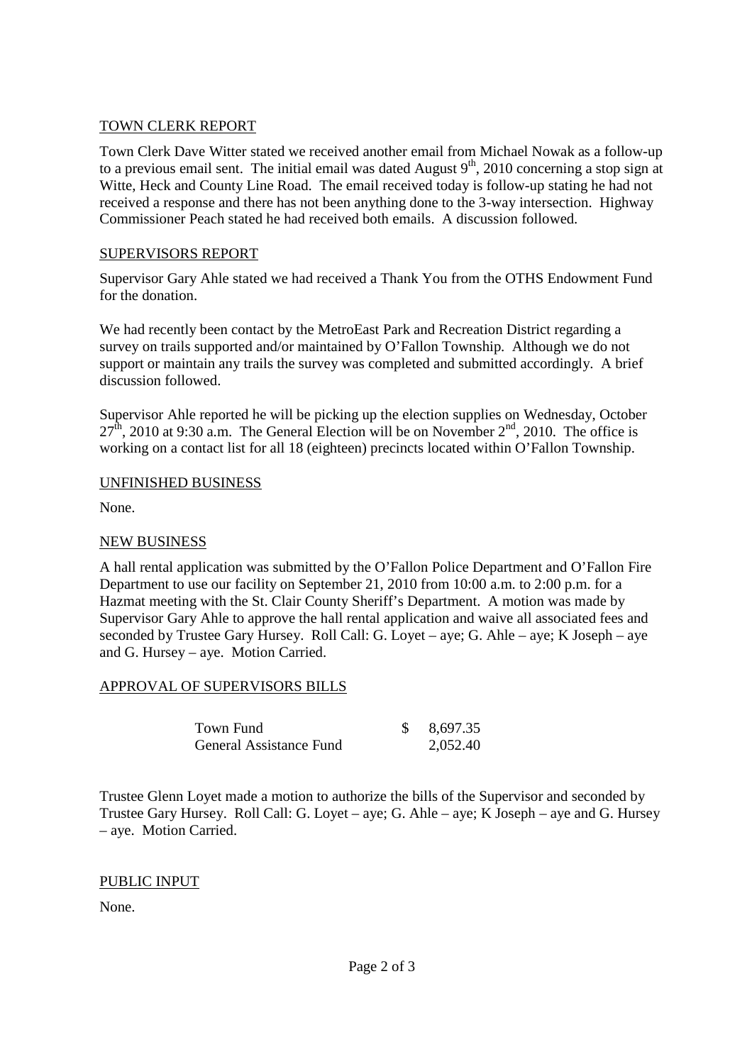## TOWN CLERK REPORT

Town Clerk Dave Witter stated we received another email from Michael Nowak as a follow-up to a previous email sent. The initial email was dated August 9th, 2010 concerning a stop sign at Witte, Heck and County Line Road. The email received today is follow-up stating he had not received a response and there has not been anything done to the 3-way intersection. Highway Commissioner Peach stated he had received both emails. A discussion followed.

## SUPERVISORS REPORT

Supervisor Gary Ahle stated we had received a Thank You from the OTHS Endowment Fund for the donation.

We had recently been contact by the MetroEast Park and Recreation District regarding a survey on trails supported and/or maintained by O'Fallon Township. Although we do not support or maintain any trails the survey was completed and submitted accordingly. A brief discussion followed.

Supervisor Ahle reported he will be picking up the election supplies on Wednesday, October 27th, 2010 at 9:30 a.m. The General Election will be on November 2nd, 2010. The office is working on a contact list for all 18 (eighteen) precincts located within O'Fallon Township.

## UNFINISHED BUSINESS

None.

## NEW BUSINESS

A hall rental application was submitted by the O'Fallon Police Department and O'Fallon Fire Department to use our facility on September 21, 2010 from 10:00 a.m. to 2:00 p.m. for a Hazmat meeting with the St. Clair County Sheriff's Department. A motion was made by Supervisor Gary Ahle to approve the hall rental application and waive all associated fees and seconded by Trustee Gary Hursey. Roll Call: G. Loyet – aye; G. Ahle – aye; K Joseph – aye and G. Hursey – aye. Motion Carried.

## APPROVAL OF SUPERVISORS BILLS

| | |
|---|---|
| Town Fund | $ 8,697.35 |
| General Assistance Fund | 2,052.40 |

Trustee Glenn Loyet made a motion to authorize the bills of the Supervisor and seconded by Trustee Gary Hursey. Roll Call: G. Loyet – aye; G. Ahle – aye; K Joseph – aye and G. Hursey – aye. Motion Carried.

## PUBLIC INPUT

None.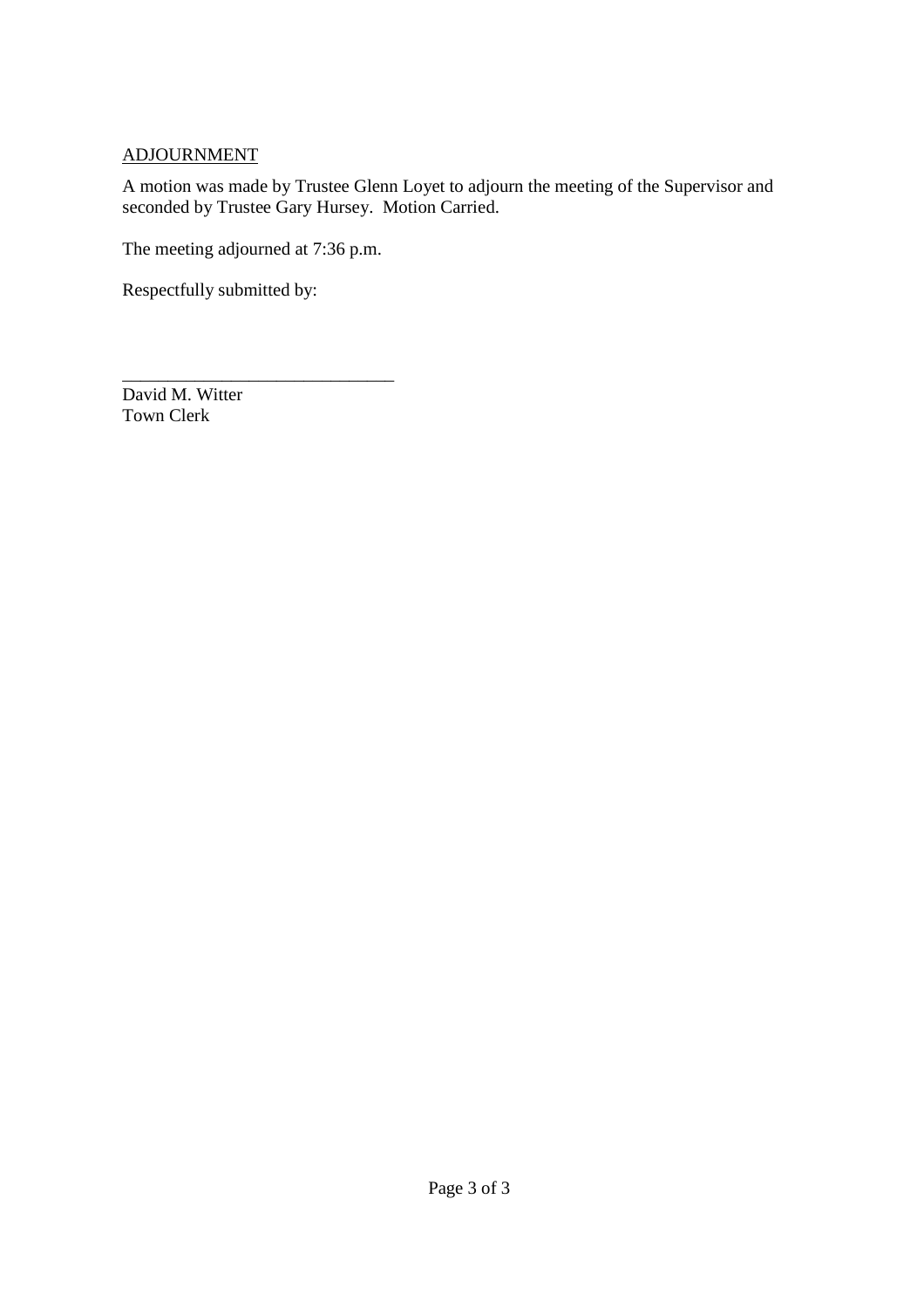<u>ADJOURNMENT</u>

A motion was made by Trustee Glenn Loyet to adjourn the meeting of the Supervisor and seconded by Trustee Gary Hursey. Motion Carried.

The meeting adjourned at 7:36 p.m.

Respectfully submitted by:

______________________________

David M. Witter
Town Clerk